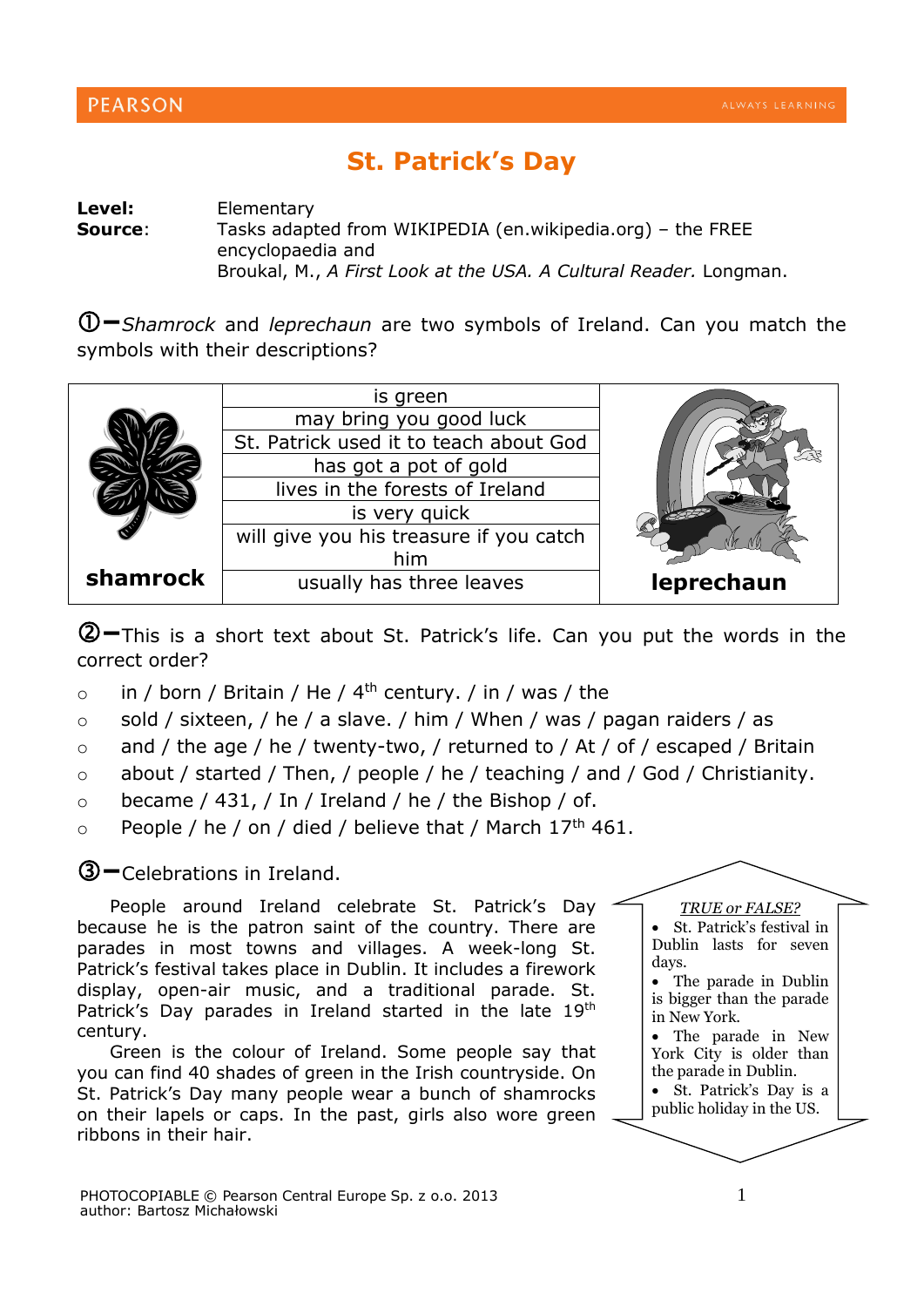# St. Patrick's Day

**Level:** Elementary
**Source**: Tasks adapted from WIKIPEDIA (en.wikipedia.org) – the FREE encyclopaedia and
Broukal, M., *A First Look at the USA. A Cultural Reader.* Longman.

①–*Shamrock* and *leprechaun* are two symbols of Ireland. Can you match the symbols with their descriptions?

| shamrock | | leprechaun |
|---|---|---|
| | is green | |
| | may bring you good luck | |
| | St. Patrick used it to teach about God | |
| | has got a pot of gold | |
| | lives in the forests of Ireland | |
| | is very quick | |
| | will give you his treasure if you catch him | |
| | usually has three leaves | |

②–This is a short text about St. Patrick's life. Can you put the words in the correct order?

- in / born / Britain / He / 4th century. / in / was / the
- sold / sixteen, / he / a slave. / him / When / was / pagan raiders / as
- and / the age / he / twenty-two, / returned to / At / of / escaped / Britain
- about / started / Then, / people / he / teaching / and / God / Christianity.
- became / 431, / In / Ireland / he / the Bishop / of.
- People / he / on / died / believe that / March 17th 461.

③–Celebrations in Ireland.

People around Ireland celebrate St. Patrick's Day because he is the patron saint of the country. There are parades in most towns and villages. A week-long St. Patrick's festival takes place in Dublin. It includes a firework display, open-air music, and a traditional parade. St. Patrick's Day parades in Ireland started in the late 19th century.

Green is the colour of Ireland. Some people say that you can find 40 shades of green in the Irish countryside. On St. Patrick's Day many people wear a bunch of shamrocks on their lapels or caps. In the past, girls also wore green ribbons in their hair.

*TRUE or FALSE?*

- St. Patrick's festival in Dublin lasts for seven days.
- The parade in Dublin is bigger than the parade in New York.
- The parade in New York City is older than the parade in Dublin.
- St. Patrick's Day is a public holiday in the US.

PHOTOCOPIABLE © Pearson Central Europe Sp. z o.o. 2013
author: Bartosz Michałowski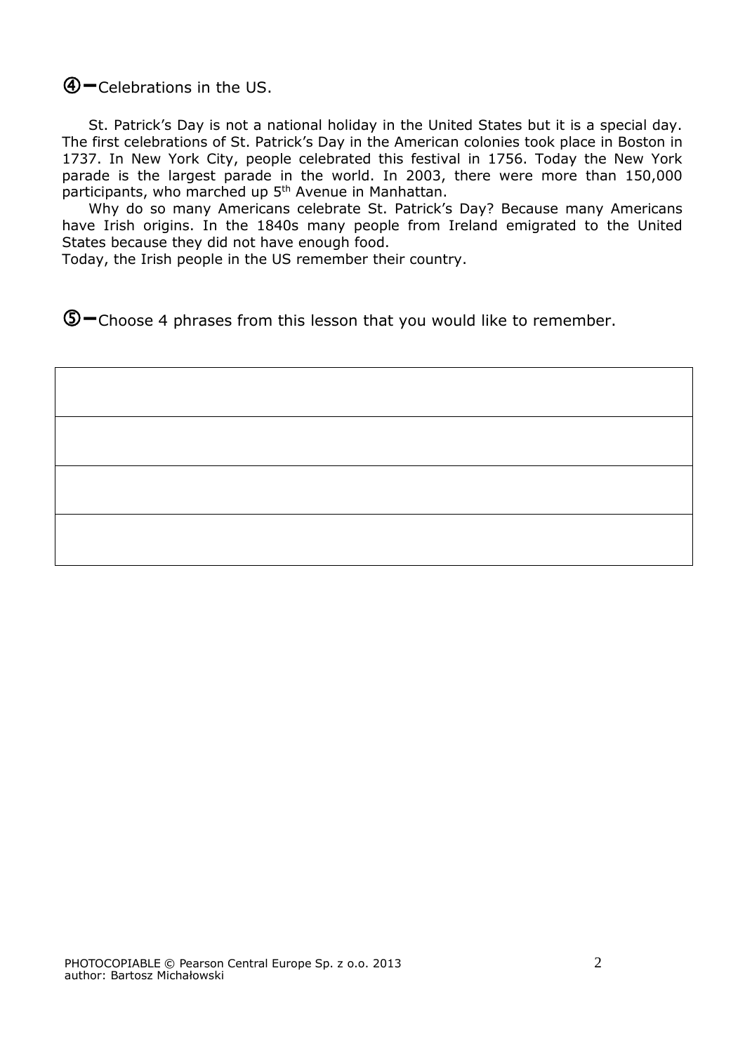④ – Celebrations in the US.

St. Patrick's Day is not a national holiday in the United States but it is a special day. The first celebrations of St. Patrick's Day in the American colonies took place in Boston in 1737. In New York City, people celebrated this festival in 1756. Today the New York parade is the largest parade in the world. In 2003, there were more than 150,000 participants, who marched up 5th Avenue in Manhattan.

Why do so many Americans celebrate St. Patrick's Day? Because many Americans have Irish origins. In the 1840s many people from Ireland emigrated to the United States because they did not have enough food.

Today, the Irish people in the US remember their country.

⑤ – Choose 4 phrases from this lesson that you would like to remember.

| |
|---|
| |
| |
| |
| |

PHOTOCOPIABLE © Pearson Central Europe Sp. z o.o. 2013
author: Bartosz Michałowski